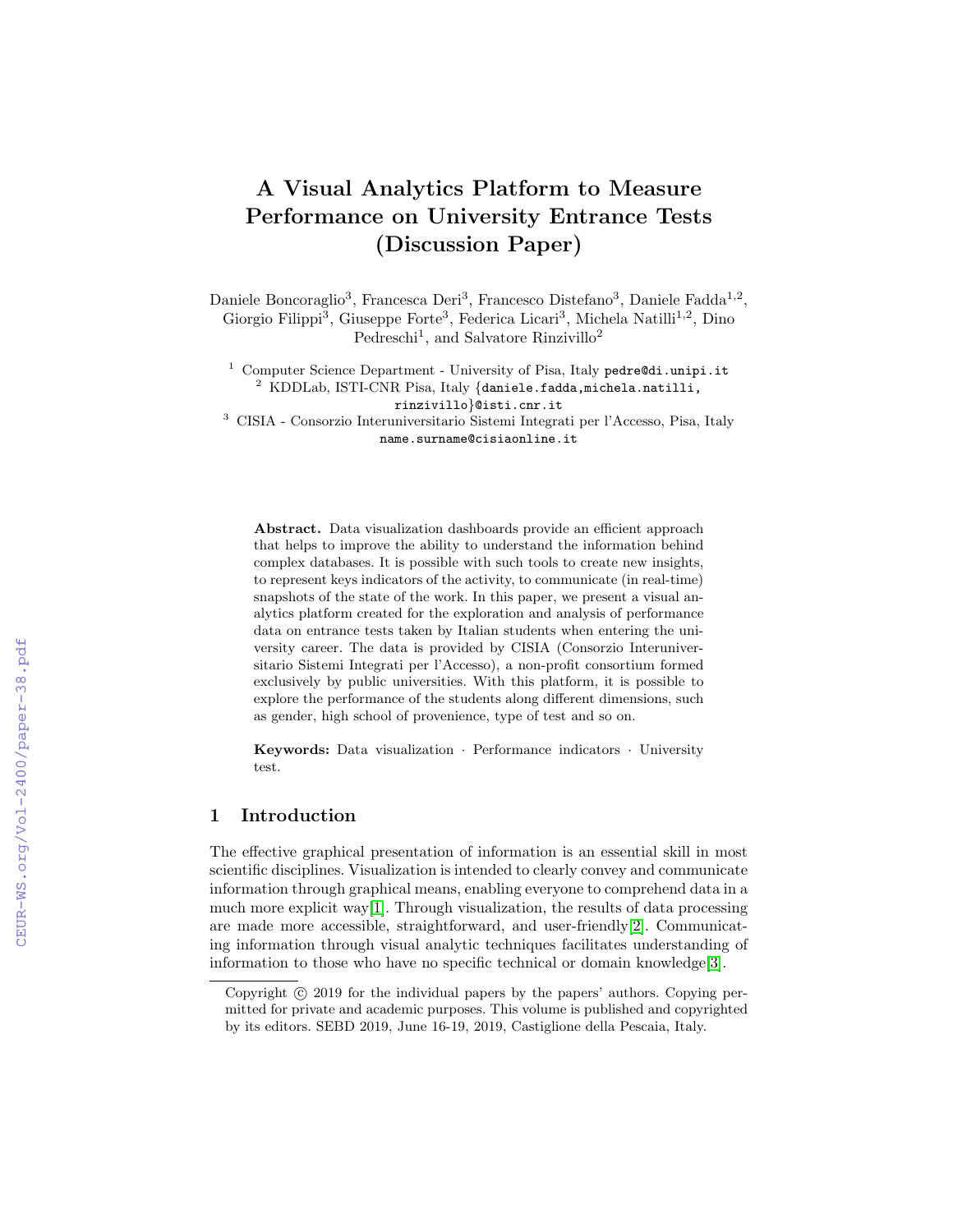# A Visual Analytics Platform to Measure Performance on University Entrance Tests (Discussion Paper)

Daniele Boncoraglio[3], Francesca Deri[3], Francesco Distefano[3], Daniele Fadda[1,2], Giorgio Filippi[3], Giuseppe Forte[3], Federica Licari[3], Michela Natilli[1,2], Dino Pedreschi[1], and Salvatore Rinzivillo[2]

[1] Computer Science Department - University of Pisa, Italy pedre@di.unipi.it
[2] KDDLab, ISTI-CNR Pisa, Italy {daniele.fadda,michela.natilli,rinzivillo}@isti.cnr.it
[3] CISIA - Consorzio Interuniversitario Sistemi Integrati per l'Accesso, Pisa, Italy name.surname@cisiaonline.it

**Abstract.** Data visualization dashboards provide an efficient approach that helps to improve the ability to understand the information behind complex databases. It is possible with such tools to create new insights, to represent keys indicators of the activity, to communicate (in real-time) snapshots of the state of the work. In this paper, we present a visual analytics platform created for the exploration and analysis of performance data on entrance tests taken by Italian students when entering the university career. The data is provided by CISIA (Consorzio Interuniversitario Sistemi Integrati per l'Accesso), a non-profit consortium formed exclusively by public universities. With this platform, it is possible to explore the performance of the students along different dimensions, such as gender, high school of provenience, type of test and so on.

**Keywords:** Data visualization · Performance indicators · University test.

## 1 Introduction

The effective graphical presentation of information is an essential skill in most scientific disciplines. Visualization is intended to clearly convey and communicate information through graphical means, enabling everyone to comprehend data in a much more explicit way[1]. Through visualization, the results of data processing are made more accessible, straightforward, and user-friendly[2]. Communicating information through visual analytic techniques facilitates understanding of information to those who have no specific technical or domain knowledge[3].

Copyright © 2019 for the individual papers by the papers' authors. Copying permitted for private and academic purposes. This volume is published and copyrighted by its editors. SEBD 2019, June 16-19, 2019, Castiglione della Pescaia, Italy.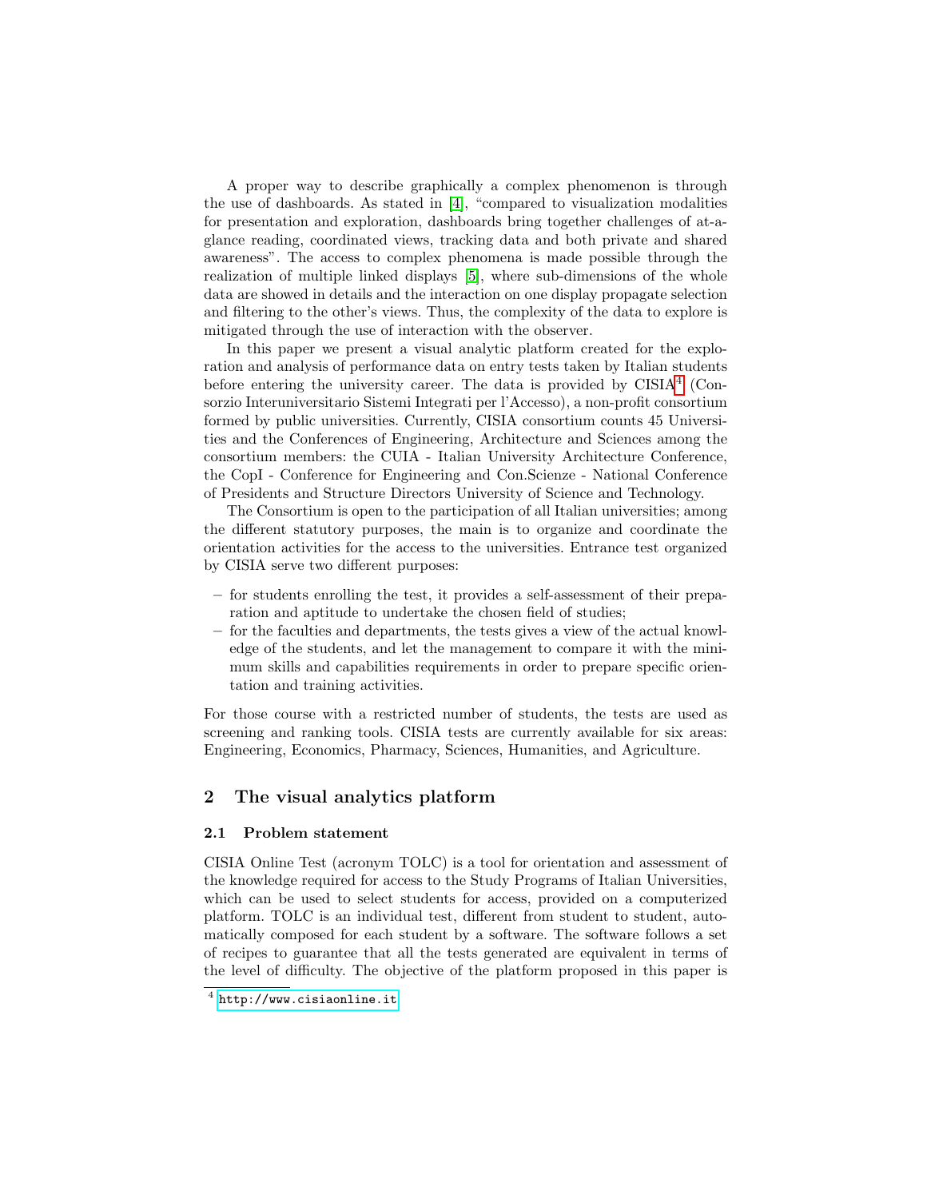A proper way to describe graphically a complex phenomenon is through the use of dashboards. As stated in [4], "compared to visualization modalities for presentation and exploration, dashboards bring together challenges of at-a-glance reading, coordinated views, tracking data and both private and shared awareness". The access to complex phenomena is made possible through the realization of multiple linked displays [5], where sub-dimensions of the whole data are showed in details and the interaction on one display propagate selection and filtering to the other's views. Thus, the complexity of the data to explore is mitigated through the use of interaction with the observer.

In this paper we present a visual analytic platform created for the exploration and analysis of performance data on entry tests taken by Italian students before entering the university career. The data is provided by CISIA[4] (Consorzio Interuniversitario Sistemi Integrati per l'Accesso), a non-profit consortium formed by public universities. Currently, CISIA consortium counts 45 Universities and the Conferences of Engineering, Architecture and Sciences among the consortium members: the CUIA - Italian University Architecture Conference, the CopI - Conference for Engineering and Con.Scienze - National Conference of Presidents and Structure Directors University of Science and Technology.

The Consortium is open to the participation of all Italian universities; among the different statutory purposes, the main is to organize and coordinate the orientation activities for the access to the universities. Entrance test organized by CISIA serve two different purposes:

- for students enrolling the test, it provides a self-assessment of their preparation and aptitude to undertake the chosen field of studies;
- for the faculties and departments, the tests gives a view of the actual knowledge of the students, and let the management to compare it with the minimum skills and capabilities requirements in order to prepare specific orientation and training activities.

For those course with a restricted number of students, the tests are used as screening and ranking tools. CISIA tests are currently available for six areas: Engineering, Economics, Pharmacy, Sciences, Humanities, and Agriculture.

## 2 The visual analytics platform

### 2.1 Problem statement

CISIA Online Test (acronym TOLC) is a tool for orientation and assessment of the knowledge required for access to the Study Programs of Italian Universities, which can be used to select students for access, provided on a computerized platform. TOLC is an individual test, different from student to student, automatically composed for each student by a software. The software follows a set of recipes to guarantee that all the tests generated are equivalent in terms of the level of difficulty. The objective of the platform proposed in this paper is

[4] http://www.cisiaonline.it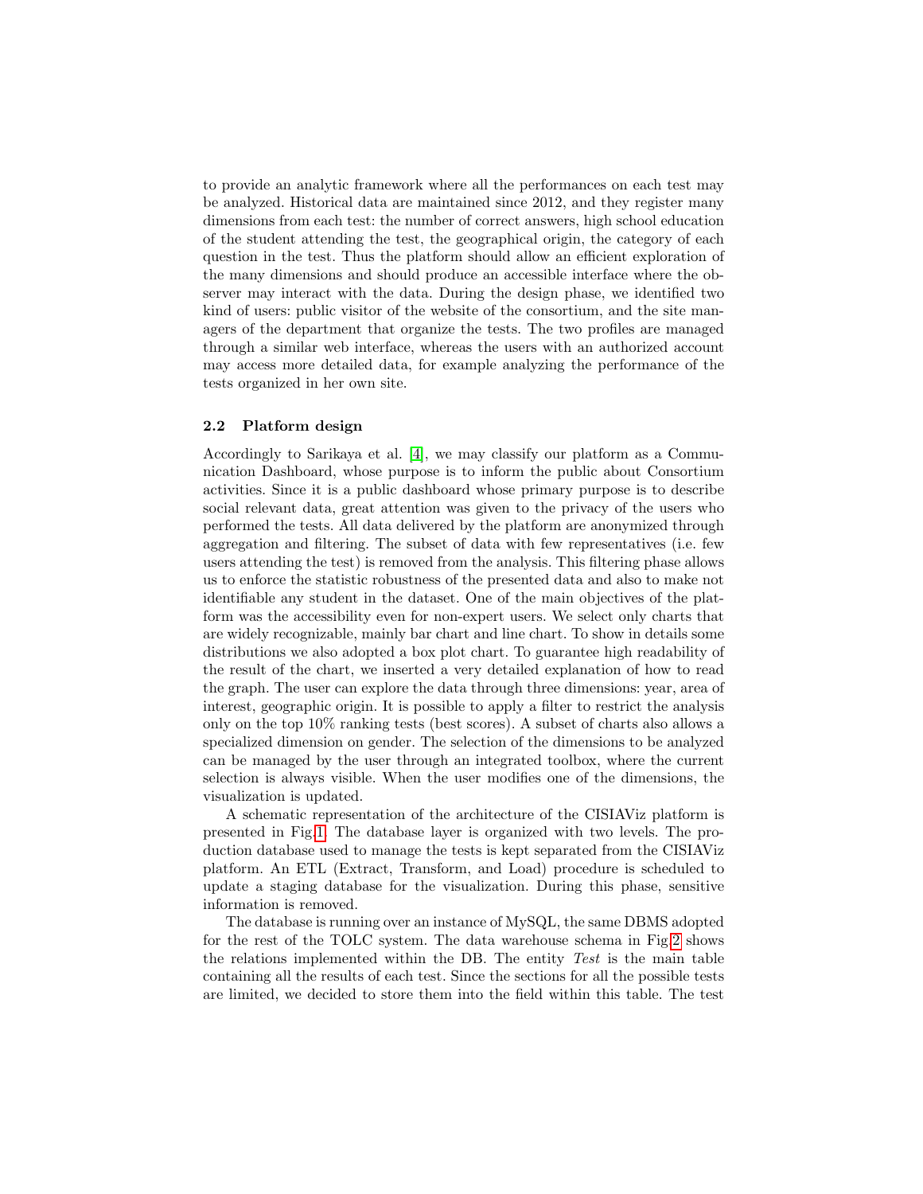to provide an analytic framework where all the performances on each test may be analyzed. Historical data are maintained since 2012, and they register many dimensions from each test: the number of correct answers, high school education of the student attending the test, the geographical origin, the category of each question in the test. Thus the platform should allow an efficient exploration of the many dimensions and should produce an accessible interface where the observer may interact with the data. During the design phase, we identified two kind of users: public visitor of the website of the consortium, and the site managers of the department that organize the tests. The two profiles are managed through a similar web interface, whereas the users with an authorized account may access more detailed data, for example analyzing the performance of the tests organized in her own site.

### 2.2 Platform design

Accordingly to Sarikaya et al. [4], we may classify our platform as a Communication Dashboard, whose purpose is to inform the public about Consortium activities. Since it is a public dashboard whose primary purpose is to describe social relevant data, great attention was given to the privacy of the users who performed the tests. All data delivered by the platform are anonymized through aggregation and filtering. The subset of data with few representatives (i.e. few users attending the test) is removed from the analysis. This filtering phase allows us to enforce the statistic robustness of the presented data and also to make not identifiable any student in the dataset. One of the main objectives of the platform was the accessibility even for non-expert users. We select only charts that are widely recognizable, mainly bar chart and line chart. To show in details some distributions we also adopted a box plot chart. To guarantee high readability of the result of the chart, we inserted a very detailed explanation of how to read the graph. The user can explore the data through three dimensions: year, area of interest, geographic origin. It is possible to apply a filter to restrict the analysis only on the top 10% ranking tests (best scores). A subset of charts also allows a specialized dimension on gender. The selection of the dimensions to be analyzed can be managed by the user through an integrated toolbox, where the current selection is always visible. When the user modifies one of the dimensions, the visualization is updated.

A schematic representation of the architecture of the CISIAViz platform is presented in Fig.1. The database layer is organized with two levels. The production database used to manage the tests is kept separated from the CISIAViz platform. An ETL (Extract, Transform, and Load) procedure is scheduled to update a staging database for the visualization. During this phase, sensitive information is removed.

The database is running over an instance of MySQL, the same DBMS adopted for the rest of the TOLC system. The data warehouse schema in Fig.2 shows the relations implemented within the DB. The entity *Test* is the main table containing all the results of each test. Since the sections for all the possible tests are limited, we decided to store them into the field within this table. The test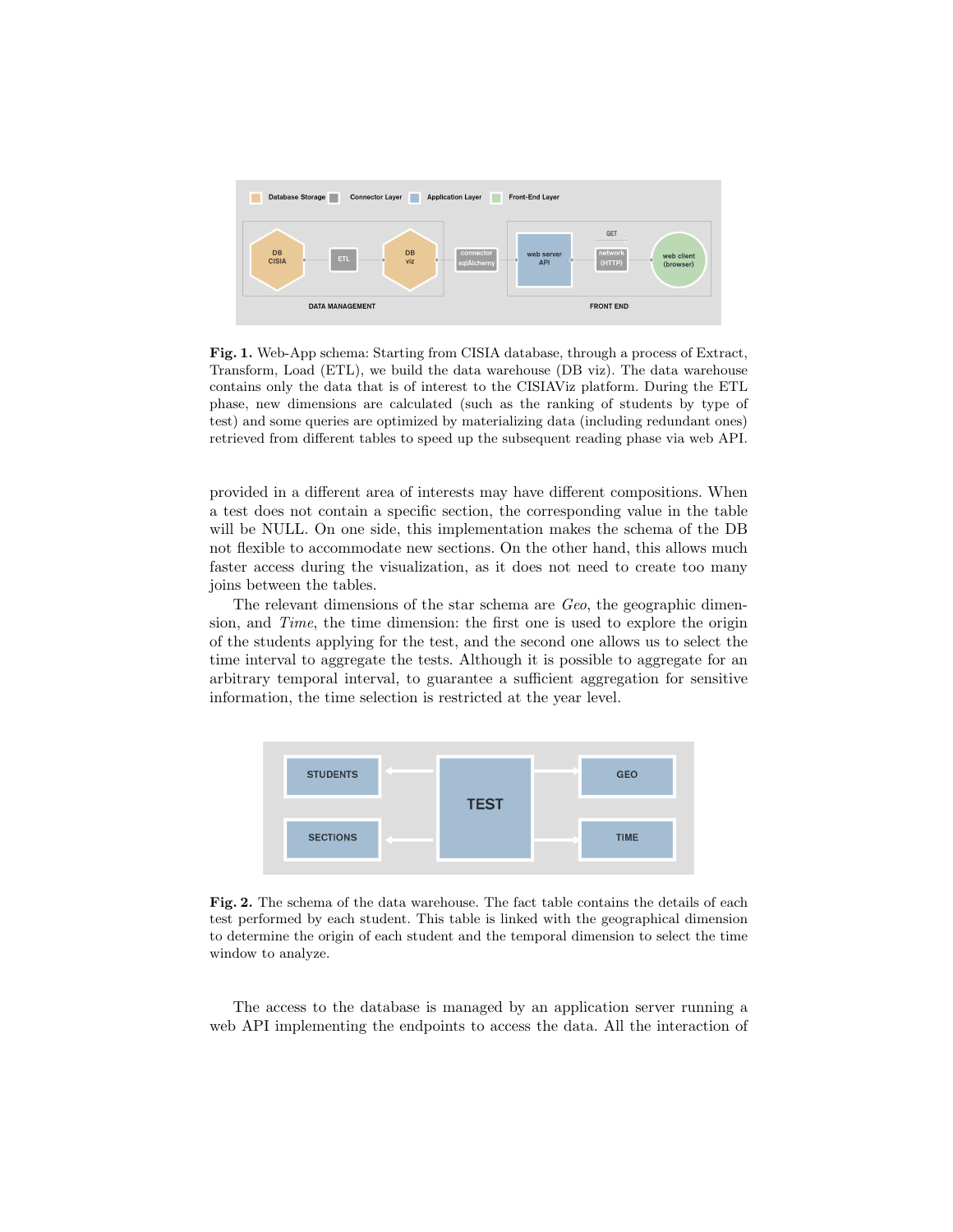**Fig. 1.** Web-App schema: Starting from CISIA database, through a process of Extract, Transform, Load (ETL), we build the data warehouse (DB viz). The data warehouse contains only the data that is of interest to the CISIAViz platform. During the ETL phase, new dimensions are calculated (such as the ranking of students by type of test) and some queries are optimized by materializing data (including redundant ones) retrieved from different tables to speed up the subsequent reading phase via web API.

provided in a different area of interests may have different compositions. When a test does not contain a specific section, the corresponding value in the table will be NULL. On one side, this implementation makes the schema of the DB not flexible to accommodate new sections. On the other hand, this allows much faster access during the visualization, as it does not need to create too many joins between the tables.

The relevant dimensions of the star schema are *Geo*, the geographic dimension, and *Time*, the time dimension: the first one is used to explore the origin of the students applying for the test, and the second one allows us to select the time interval to aggregate the tests. Although it is possible to aggregate for an arbitrary temporal interval, to guarantee a sufficient aggregation for sensitive information, the time selection is restricted at the year level.

**Fig. 2.** The schema of the data warehouse. The fact table contains the details of each test performed by each student. This table is linked with the geographical dimension to determine the origin of each student and the temporal dimension to select the time window to analyze.

The access to the database is managed by an application server running a web API implementing the endpoints to access the data. All the interaction of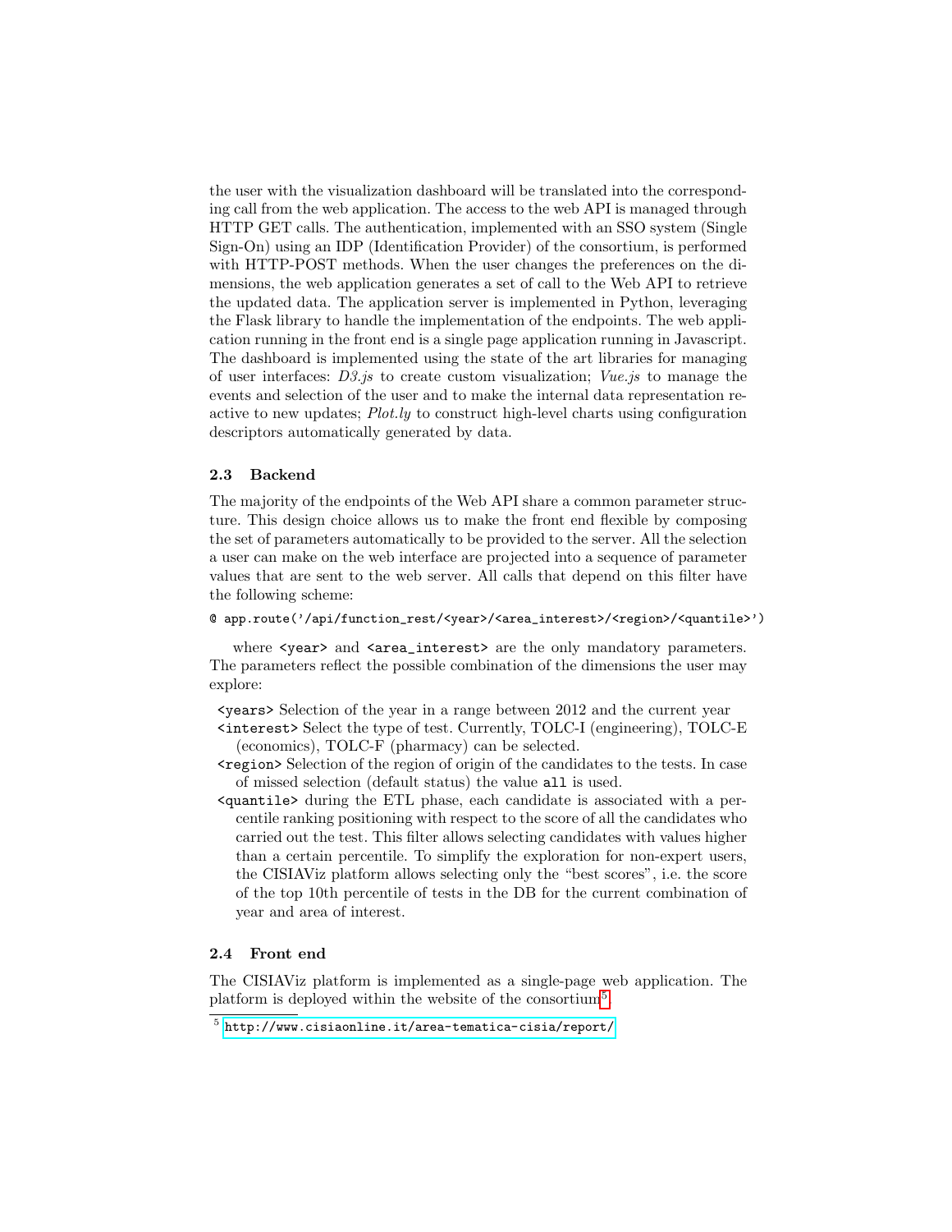the user with the visualization dashboard will be translated into the corresponding call from the web application. The access to the web API is managed through HTTP GET calls. The authentication, implemented with an SSO system (Single Sign-On) using an IDP (Identification Provider) of the consortium, is performed with HTTP-POST methods. When the user changes the preferences on the dimensions, the web application generates a set of call to the Web API to retrieve the updated data. The application server is implemented in Python, leveraging the Flask library to handle the implementation of the endpoints. The web application running in the front end is a single page application running in Javascript. The dashboard is implemented using the state of the art libraries for managing of user interfaces: *D3.js* to create custom visualization; *Vue.js* to manage the events and selection of the user and to make the internal data representation reactive to new updates; *Plot.ly* to construct high-level charts using configuration descriptors automatically generated by data.

### 2.3 Backend

The majority of the endpoints of the Web API share a common parameter structure. This design choice allows us to make the front end flexible by composing the set of parameters automatically to be provided to the server. All the selection a user can make on the web interface are projected into a sequence of parameter values that are sent to the web server. All calls that depend on this filter have the following scheme:

```
@ app.route('/api/function_rest/<year>/<area_interest>/<region>/<quantile>')
```

where `<year>` and `<area_interest>` are the only mandatory parameters. The parameters reflect the possible combination of the dimensions the user may explore:

- `<years>` Selection of the year in a range between 2012 and the current year
- `<interest>` Select the type of test. Currently, TOLC-I (engineering), TOLC-E (economics), TOLC-F (pharmacy) can be selected.
- `<region>` Selection of the region of origin of the candidates to the tests. In case of missed selection (default status) the value `all` is used.
- `<quantile>` during the ETL phase, each candidate is associated with a percentile ranking positioning with respect to the score of all the candidates who carried out the test. This filter allows selecting candidates with values higher than a certain percentile. To simplify the exploration for non-expert users, the CISIAViz platform allows selecting only the "best scores", i.e. the score of the top 10th percentile of tests in the DB for the current combination of year and area of interest.

### 2.4 Front end

The CISIAViz platform is implemented as a single-page web application. The platform is deployed within the website of the consortium[5].

[5] http://www.cisiaonline.it/area-tematica-cisia/report/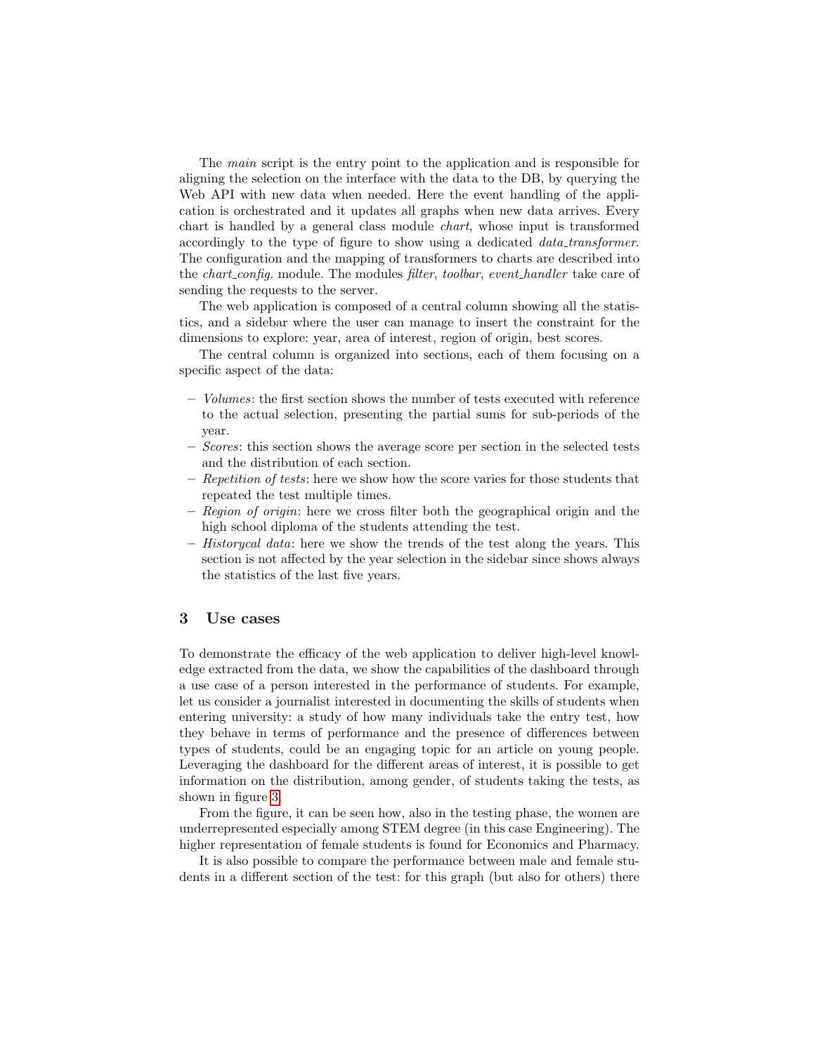The *main* script is the entry point to the application and is responsible for aligning the selection on the interface with the data to the DB, by querying the Web API with new data when needed. Here the event handling of the application is orchestrated and it updates all graphs when new data arrives. Every chart is handled by a general class module *chart*, whose input is transformed accordingly to the type of figure to show using a dedicated *data_transformer*. The configuration and the mapping of transformers to charts are described into the *chart_config.* module. The modules *filter*, *toolbar*, *event_handler* take care of sending the requests to the server.

The web application is composed of a central column showing all the statistics, and a sidebar where the user can manage to insert the constraint for the dimensions to explore: year, area of interest, region of origin, best scores.

The central column is organized into sections, each of them focusing on a specific aspect of the data:

- *Volumes*: the first section shows the number of tests executed with reference to the actual selection, presenting the partial sums for sub-periods of the year.
- *Scores*: this section shows the average score per section in the selected tests and the distribution of each section.
- *Repetition of tests*: here we show how the score varies for those students that repeated the test multiple times.
- *Region of origin*: here we cross filter both the geographical origin and the high school diploma of the students attending the test.
- *Historycal data*: here we show the trends of the test along the years. This section is not affected by the year selection in the sidebar since shows always the statistics of the last five years.

## 3 Use cases

To demonstrate the efficacy of the web application to deliver high-level knowledge extracted from the data, we show the capabilities of the dashboard through a use case of a person interested in the performance of students. For example, let us consider a journalist interested in documenting the skills of students when entering university: a study of how many individuals take the entry test, how they behave in terms of performance and the presence of differences between types of students, could be an engaging topic for an article on young people. Leveraging the dashboard for the different areas of interest, it is possible to get information on the distribution, among gender, of students taking the tests, as shown in figure 3.

From the figure, it can be seen how, also in the testing phase, the women are underrepresented especially among STEM degree (in this case Engineering). The higher representation of female students is found for Economics and Pharmacy.

It is also possible to compare the performance between male and female students in a different section of the test: for this graph (but also for others) there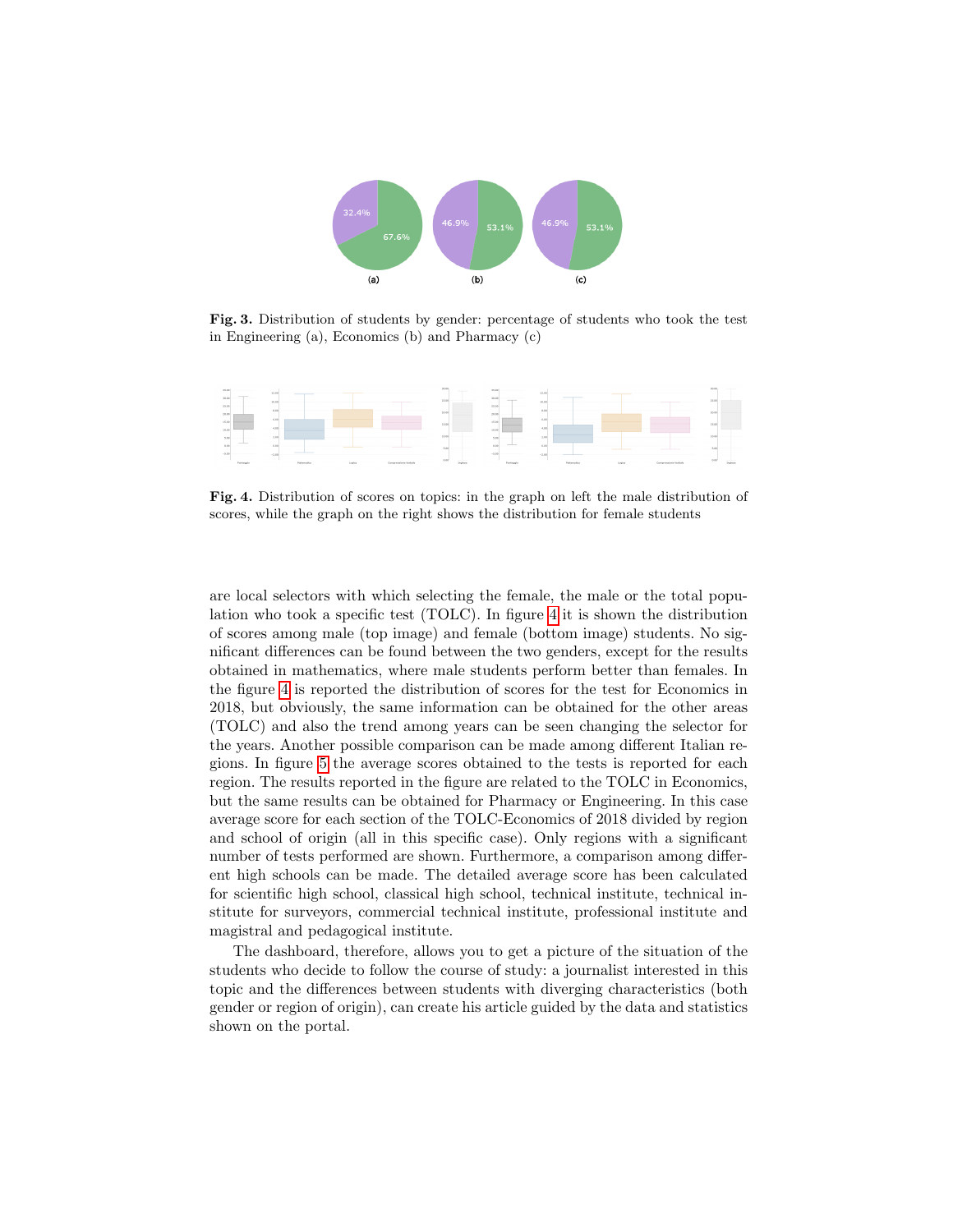**Fig. 3.** Distribution of students by gender: percentage of students who took the test in Engineering (a), Economics (b) and Pharmacy (c)

**Fig. 4.** Distribution of scores on topics: in the graph on left the male distribution of scores, while the graph on the right shows the distribution for female students

are local selectors with which selecting the female, the male or the total population who took a specific test (TOLC). In figure 4 it is shown the distribution of scores among male (top image) and female (bottom image) students. No significant differences can be found between the two genders, except for the results obtained in mathematics, where male students perform better than females. In the figure 4 is reported the distribution of scores for the test for Economics in 2018, but obviously, the same information can be obtained for the other areas (TOLC) and also the trend among years can be seen changing the selector for the years. Another possible comparison can be made among different Italian regions. In figure 5 the average scores obtained to the tests is reported for each region. The results reported in the figure are related to the TOLC in Economics, but the same results can be obtained for Pharmacy or Engineering. In this case average score for each section of the TOLC-Economics of 2018 divided by region and school of origin (all in this specific case). Only regions with a significant number of tests performed are shown. Furthermore, a comparison among different high schools can be made. The detailed average score has been calculated for scientific high school, classical high school, technical institute, technical institute for surveyors, commercial technical institute, professional institute and magistral and pedagogical institute.

The dashboard, therefore, allows you to get a picture of the situation of the students who decide to follow the course of study: a journalist interested in this topic and the differences between students with diverging characteristics (both gender or region of origin), can create his article guided by the data and statistics shown on the portal.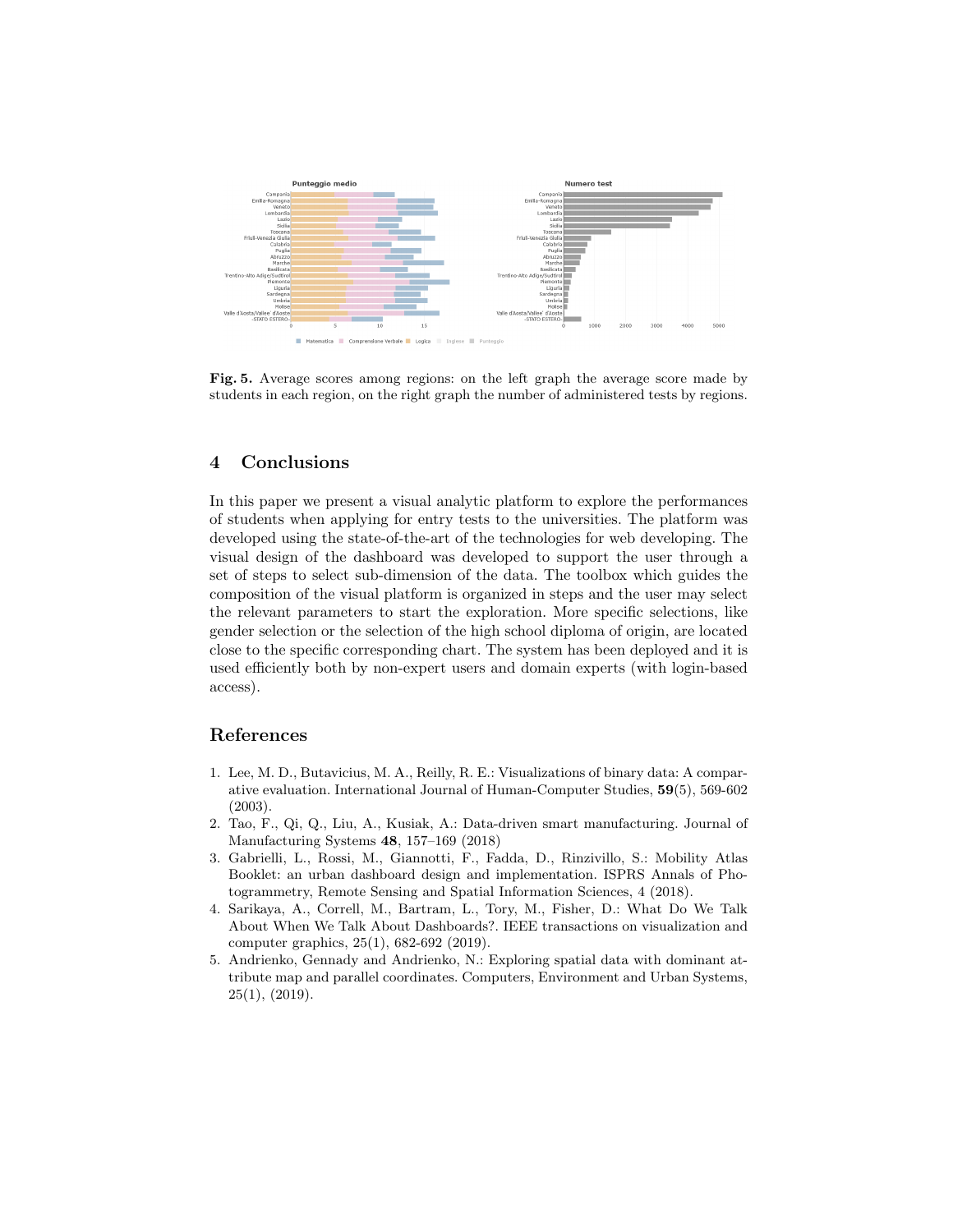Punteggio medio

Campania
Emilia-Romagna
Veneto
Lombardia
Lazio
Sicilia
Toscana
Friuli-Venezia Giulia
Calabria
Puglia
Abruzzo
Marche
Basilicata
Trentino-Alto Adige/Sudtirol
Piemonte
Liguria
Sardegna
Umbria
Molise
Valle d'Aosta/Vallee' d'Aoste
-STATO ESTERO-

0 5 10 15

Matematica Comprensione Verbale Logica Inglese Punteggio

Numero test

Campania
Emilia-Romagna
Veneto
Lombardia
Lazio
Sicilia
Toscana
Friuli-Venezia Giulia
Calabria
Puglia
Abruzzo
Marche
Basilicata
Trentino-Alto Adige/Sudtirol
Piemonte
Liguria
Sardegna
Umbria
Molise
Valle d'Aosta/Vallee' d'Aoste
-STATO ESTERO-

0 1000 2000 3000 4000 5000

**Fig. 5.** Average scores among regions: on the left graph the average score made by students in each region, on the right graph the number of administered tests by regions.

## 4 Conclusions

In this paper we present a visual analytic platform to explore the performances of students when applying for entry tests to the universities. The platform was developed using the state-of-the-art of the technologies for web developing. The visual design of the dashboard was developed to support the user through a set of steps to select sub-dimension of the data. The toolbox which guides the composition of the visual platform is organized in steps and the user may select the relevant parameters to start the exploration. More specific selections, like gender selection or the selection of the high school diploma of origin, are located close to the specific corresponding chart. The system has been deployed and it is used efficiently both by non-expert users and domain experts (with login-based access).

## References

1. Lee, M. D., Butavicius, M. A., Reilly, R. E.: Visualizations of binary data: A comparative evaluation. International Journal of Human-Computer Studies, **59**(5), 569-602 (2003).
2. Tao, F., Qi, Q., Liu, A., Kusiak, A.: Data-driven smart manufacturing. Journal of Manufacturing Systems **48**, 157–169 (2018)
3. Gabrielli, L., Rossi, M., Giannotti, F., Fadda, D., Rinzivillo, S.: Mobility Atlas Booklet: an urban dashboard design and implementation. ISPRS Annals of Photogrammetry, Remote Sensing and Spatial Information Sciences, 4 (2018).
4. Sarikaya, A., Correll, M., Bartram, L., Tory, M., Fisher, D.: What Do We Talk About When We Talk About Dashboards?. IEEE transactions on visualization and computer graphics, 25(1), 682-692 (2019).
5. Andrienko, Gennady and Andrienko, N.: Exploring spatial data with dominant attribute map and parallel coordinates. Computers, Environment and Urban Systems, 25(1), (2019).